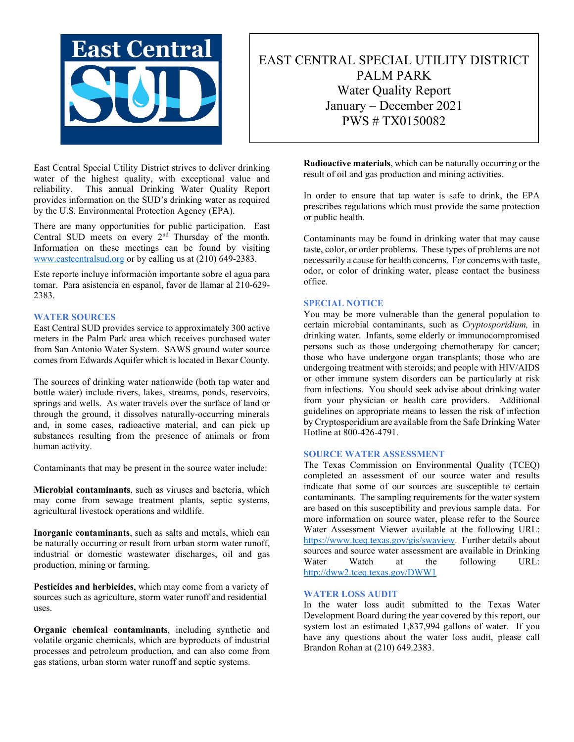# EAST CENTRAL SPECIAL UTILITY DISTRICT
# PALM PARK
## Water Quality Report
## January – December 2021
## PWS # TX0150082

East Central Special Utility District strives to deliver drinking water of the highest quality, with exceptional value and reliability. This annual Drinking Water Quality Report provides information on the SUD's drinking water as required by the U.S. Environmental Protection Agency (EPA).

There are many opportunities for public participation. East Central SUD meets on every 2nd Thursday of the month. Information on these meetings can be found by visiting www.eastcentralsud.org or by calling us at (210) 649-2383.

Este reporte incluye información importante sobre el agua para tomar. Para asistencia en espanol, favor de llamar al 210-629-2383.

### WATER SOURCES

East Central SUD provides service to approximately 300 active meters in the Palm Park area which receives purchased water from San Antonio Water System. SAWS ground water source comes from Edwards Aquifer which is located in Bexar County.

The sources of drinking water nationwide (both tap water and bottle water) include rivers, lakes, streams, ponds, reservoirs, springs and wells. As water travels over the surface of land or through the ground, it dissolves naturally-occurring minerals and, in some cases, radioactive material, and can pick up substances resulting from the presence of animals or from human activity.

Contaminants that may be present in the source water include:

**Microbial contaminants**, such as viruses and bacteria, which may come from sewage treatment plants, septic systems, agricultural livestock operations and wildlife.

**Inorganic contaminants**, such as salts and metals, which can be naturally occurring or result from urban storm water runoff, industrial or domestic wastewater discharges, oil and gas production, mining or farming.

**Pesticides and herbicides**, which may come from a variety of sources such as agriculture, storm water runoff and residential uses.

**Organic chemical contaminants**, including synthetic and volatile organic chemicals, which are byproducts of industrial processes and petroleum production, and can also come from gas stations, urban storm water runoff and septic systems.

**Radioactive materials**, which can be naturally occurring or the result of oil and gas production and mining activities.

In order to ensure that tap water is safe to drink, the EPA prescribes regulations which must provide the same protection or public health.

Contaminants may be found in drinking water that may cause taste, color, or order problems. These types of problems are not necessarily a cause for health concerns. For concerns with taste, odor, or color of drinking water, please contact the business office.

### SPECIAL NOTICE

You may be more vulnerable than the general population to certain microbial contaminants, such as *Cryptosporidium,* in drinking water. Infants, some elderly or immunocompromised persons such as those undergoing chemotherapy for cancer; those who have undergone organ transplants; those who are undergoing treatment with steroids; and people with HIV/AIDS or other immune system disorders can be particularly at risk from infections. You should seek advise about drinking water from your physician or health care providers. Additional guidelines on appropriate means to lessen the risk of infection by Cryptosporidium are available from the Safe Drinking Water Hotline at 800-426-4791.

### SOURCE WATER ASSESSMENT

The Texas Commission on Environmental Quality (TCEQ) completed an assessment of our source water and results indicate that some of our sources are susceptible to certain contaminants. The sampling requirements for the water system are based on this susceptibility and previous sample data. For more information on source water, please refer to the Source Water Assessment Viewer available at the following URL: https://www.tceq.texas.gov/gis/swaview. Further details about sources and source water assessment are available in Drinking Water Watch at the following URL: http://dww2.tceq.texas.gov/DWW1

### WATER LOSS AUDIT

In the water loss audit submitted to the Texas Water Development Board during the year covered by this report, our system lost an estimated 1,837,994 gallons of water. If you have any questions about the water loss audit, please call Brandon Rohan at (210) 649.2383.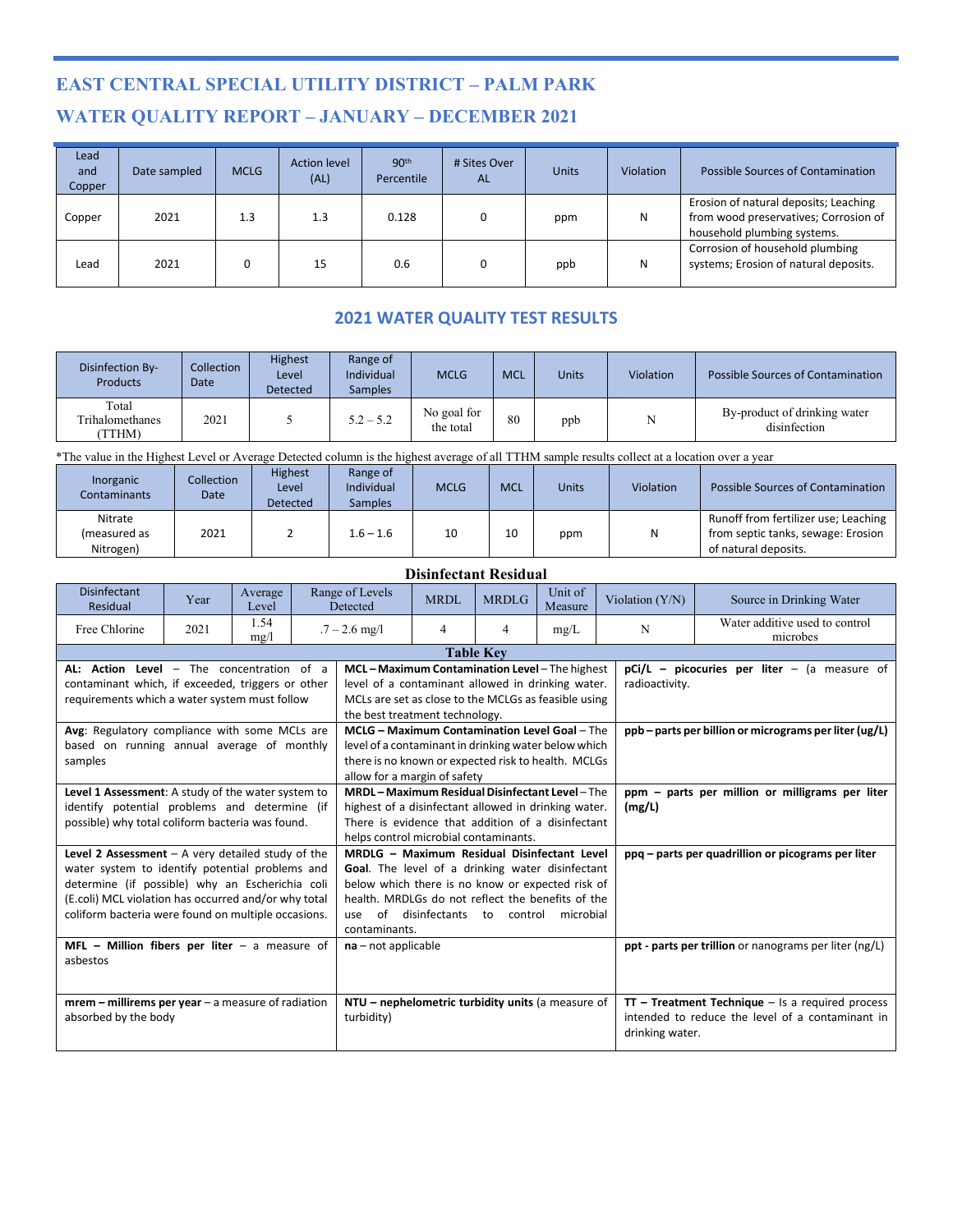# EAST CENTRAL SPECIAL UTILITY DISTRICT – PALM PARK

# WATER QUALITY REPORT – JANUARY – DECEMBER 2021

| Lead and Copper | Date sampled | MCLG | Action level (AL) | 90th Percentile | # Sites Over AL | Units | Violation | Possible Sources of Contamination |
|---|---|---|---|---|---|---|---|---|
| Copper | 2021 | 1.3 | 1.3 | 0.128 | 0 | ppm | N | Erosion of natural deposits; Leaching from wood preservatives; Corrosion of household plumbing systems. |
| Lead | 2021 | 0 | 15 | 0.6 | 0 | ppb | N | Corrosion of household plumbing systems; Erosion of natural deposits. |

## 2021 WATER QUALITY TEST RESULTS

| Disinfection By-Products | Collection Date | Highest Level Detected | Range of Individual Samples | MCLG | MCL | Units | Violation | Possible Sources of Contamination |
|---|---|---|---|---|---|---|---|---|
| Total Trihalomethanes (TTHM) | 2021 | 5 | 5.2 – 5.2 | No goal for the total | 80 | ppb | N | By-product of drinking water disinfection |

*The value in the Highest Level or Average Detected column is the highest average of all TTHM sample results collect at a location over a year

| Inorganic Contaminants | Collection Date | Highest Level Detected | Range of Individual Samples | MCLG | MCL | Units | Violation | Possible Sources of Contamination |
|---|---|---|---|---|---|---|---|---|
| Nitrate (measured as Nitrogen) | 2021 | 2 | 1.6 – 1.6 | 10 | 10 | ppm | N | Runoff from fertilizer use; Leaching from septic tanks, sewage: Erosion of natural deposits. |

**Disinfectant Residual**

| Disinfectant Residual | Year | Average Level | Range of Levels Detected | MRDL | MRDLG | Unit of Measure | Violation (Y/N) | Source in Drinking Water |
|---|---|---|---|---|---|---|---|---|
| Free Chlorine | 2021 | 1.54 mg/l | .7 – 2.6 mg/l | 4 | 4 | mg/L | N | Water additive used to control microbes |

**Table Key**

| | | |
|---|---|---|
| **AL: Action Level** – The concentration of a contaminant which, if exceeded, triggers or other requirements which a water system must follow | **MCL – Maximum Contamination Level** – The highest level of a contaminant allowed in drinking water. MCLs are set as close to the MCLGs as feasible using the best treatment technology. | **pCi/L – picocuries per liter** – (a measure of radioactivity. |
| **Avg**: Regulatory compliance with some MCLs are based on running annual average of monthly samples | **MCLG – Maximum Contamination Level Goal** – The level of a contaminant in drinking water below which there is no known or expected risk to health. MCLGs allow for a margin of safety | **ppb – parts per billion or micrograms per liter (ug/L)** |
| **Level 1 Assessment**: A study of the water system to identify potential problems and determine (if possible) why total coliform bacteria was found. | **MRDL – Maximum Residual Disinfectant Level** – The highest of a disinfectant allowed in drinking water. There is evidence that addition of a disinfectant helps control microbial contaminants. | **ppm – parts per million or milligrams per liter (mg/L)** |
| **Level 2 Assessment** – A very detailed study of the water system to identify potential problems and determine (if possible) why an Escherichia coli (E.coli) MCL violation has occurred and/or why total coliform bacteria were found on multiple occasions. | **MRDLG – Maximum Residual Disinfectant Level Goal**. The level of a drinking water disinfectant below which there is no know or expected risk of health. MRDLGs do not reflect the benefits of the use of disinfectants to control microbial contaminants. | **ppq – parts per quadrillion or picograms per liter** |
| **MFL – Million fibers per liter** – a measure of asbestos | **na** – not applicable | **ppt - parts per trillion** or nanograms per liter (ng/L) |
| **mrem – millirems per year** – a measure of radiation absorbed by the body | **NTU – nephelometric turbidity units** (a measure of turbidity) | **TT – Treatment Technique** – Is a required process intended to reduce the level of a contaminant in drinking water. |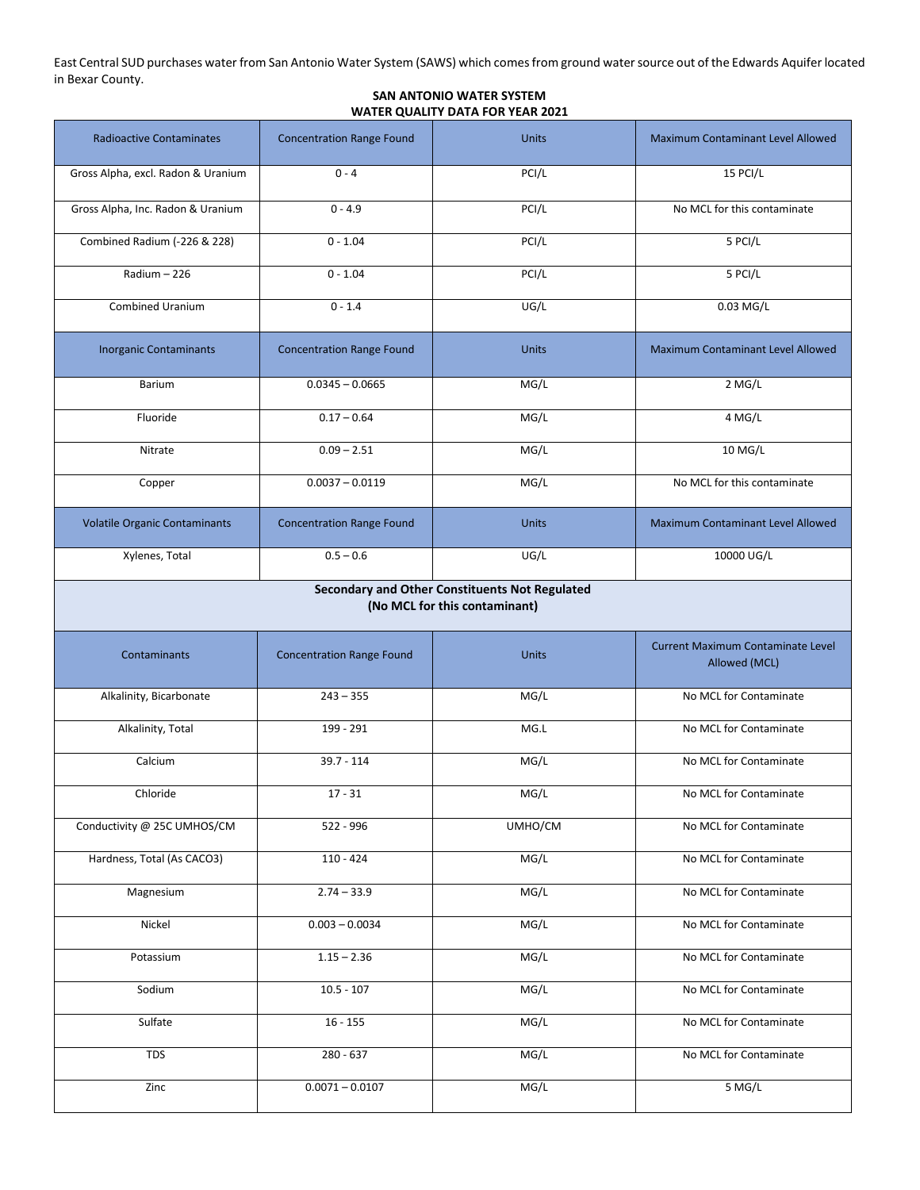East Central SUD purchases water from San Antonio Water System (SAWS) which comes from ground water source out of the Edwards Aquifer located in Bexar County.

**SAN ANTONIO WATER SYSTEM**
**WATER QUALITY DATA FOR YEAR 2021**

| Radioactive Contaminates | Concentration Range Found | Units | Maximum Contaminant Level Allowed |
|---|---|---|---|
| Gross Alpha, excl. Radon & Uranium | 0 - 4 | PCI/L | 15 PCI/L |
| Gross Alpha, Inc. Radon & Uranium | 0 - 4.9 | PCI/L | No MCL for this contaminate |
| Combined Radium (-226 & 228) | 0 - 1.04 | PCI/L | 5 PCI/L |
| Radium – 226 | 0 - 1.04 | PCI/L | 5 PCI/L |
| Combined Uranium | 0 - 1.4 | UG/L | 0.03 MG/L |
| **Inorganic Contaminants** | **Concentration Range Found** | **Units** | **Maximum Contaminant Level Allowed** |
| Barium | 0.0345 – 0.0665 | MG/L | 2 MG/L |
| Fluoride | 0.17 – 0.64 | MG/L | 4 MG/L |
| Nitrate | 0.09 – 2.51 | MG/L | 10 MG/L |
| Copper | 0.0037 – 0.0119 | MG/L | No MCL for this contaminate |
| **Volatile Organic Contaminants** | **Concentration Range Found** | **Units** | **Maximum Contaminant Level Allowed** |
| Xylenes, Total | 0.5 – 0.6 | UG/L | 10000 UG/L |

**Secondary and Other Constituents Not Regulated**
**(No MCL for this contaminant)**

| Contaminants | Concentration Range Found | Units | Current Maximum Contaminate Level Allowed (MCL) |
|---|---|---|---|
| Alkalinity, Bicarbonate | 243 – 355 | MG/L | No MCL for Contaminate |
| Alkalinity, Total | 199 - 291 | MG.L | No MCL for Contaminate |
| Calcium | 39.7 - 114 | MG/L | No MCL for Contaminate |
| Chloride | 17 - 31 | MG/L | No MCL for Contaminate |
| Conductivity @ 25C UMHOS/CM | 522 - 996 | UMHO/CM | No MCL for Contaminate |
| Hardness, Total (As CACO3) | 110 - 424 | MG/L | No MCL for Contaminate |
| Magnesium | 2.74 – 33.9 | MG/L | No MCL for Contaminate |
| Nickel | 0.003 – 0.0034 | MG/L | No MCL for Contaminate |
| Potassium | 1.15 – 2.36 | MG/L | No MCL for Contaminate |
| Sodium | 10.5 - 107 | MG/L | No MCL for Contaminate |
| Sulfate | 16 - 155 | MG/L | No MCL for Contaminate |
| TDS | 280 - 637 | MG/L | No MCL for Contaminate |
| Zinc | 0.0071 – 0.0107 | MG/L | 5 MG/L |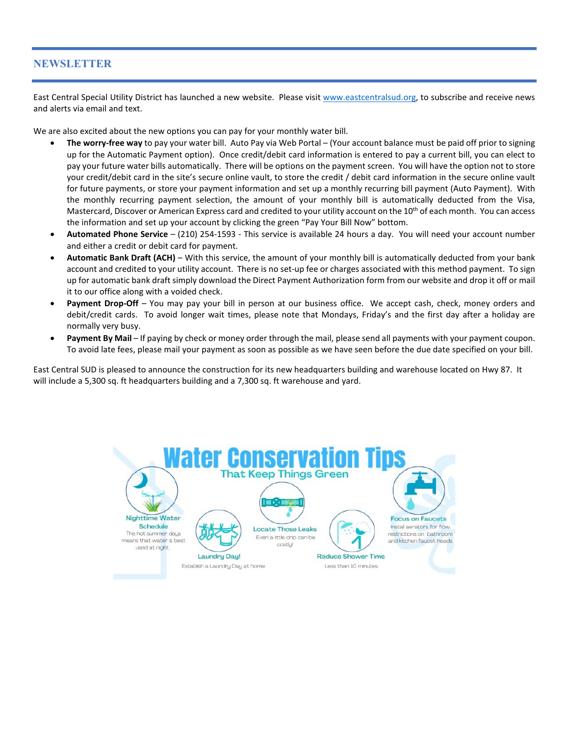## NEWSLETTER

East Central Special Utility District has launched a new website. Please visit www.eastcentralsud.org, to subscribe and receive news and alerts via email and text.

We are also excited about the new options you can pay for your monthly water bill.

- **The worry-free way** to pay your water bill. Auto Pay via Web Portal – (Your account balance must be paid off prior to signing up for the Automatic Payment option). Once credit/debit card information is entered to pay a current bill, you can elect to pay your future water bills automatically. There will be options on the payment screen. You will have the option not to store your credit/debit card in the site's secure online vault, to store the credit / debit card information in the secure online vault for future payments, or store your payment information and set up a monthly recurring bill payment (Auto Payment). With the monthly recurring payment selection, the amount of your monthly bill is automatically deducted from the Visa, Mastercard, Discover or American Express card and credited to your utility account on the 10th of each month. You can access the information and set up your account by clicking the green "Pay Your Bill Now" bottom.
- **Automated Phone Service** – (210) 254-1593 - This service is available 24 hours a day. You will need your account number and either a credit or debit card for payment.
- **Automatic Bank Draft (ACH)** – With this service, the amount of your monthly bill is automatically deducted from your bank account and credited to your utility account. There is no set-up fee or charges associated with this method payment. To sign up for automatic bank draft simply download the Direct Payment Authorization form from our website and drop it off or mail it to our office along with a voided check.
- **Payment Drop-Off** – You may pay your bill in person at our business office. We accept cash, check, money orders and debit/credit cards. To avoid longer wait times, please note that Mondays, Friday's and the first day after a holiday are normally very busy.
- **Payment By Mail** – If paying by check or money order through the mail, please send all payments with your payment coupon. To avoid late fees, please mail your payment as soon as possible as we have seen before the due date specified on your bill.

East Central SUD is pleased to announce the construction for its new headquarters building and warehouse located on Hwy 87. It will include a 5,300 sq. ft headquarters building and a 7,300 sq. ft warehouse and yard.

Water Conservation Tips

That Keep Things Green

Nighttime Water Schedule

The hot summer days means that water is best used at night

Laundry Day!

Establish a Laundry Day at home

Locate Those Leaks

Even a little drip can be costly!

Reduce Shower Time

Less than 10 minutes

Focus on Faucets

Install aerators for flow restrictions on bathroom and kitchen faucet heads